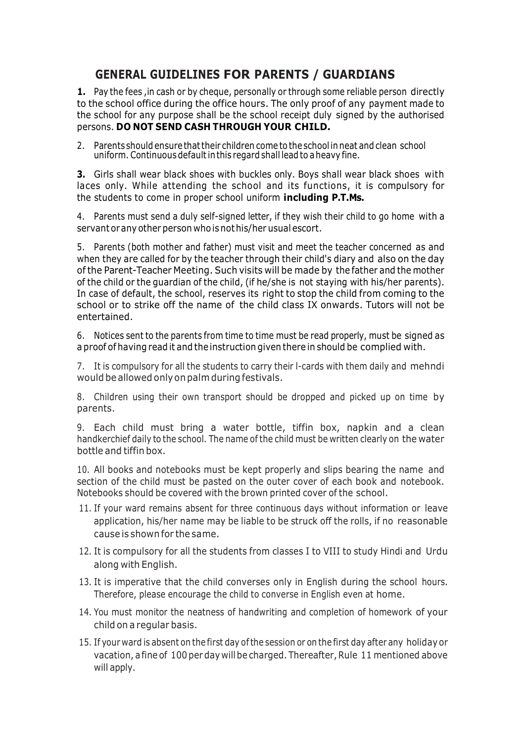## GENERAL GUIDELINES FOR PARENTS / GUARDIANS

**1.** Pay the fees ,in cash or by cheque, personally or through some reliable person directly to the school office during the office hours. The only proof of any payment made to the school for any purpose shall be the school receipt duly signed by the authorised persons. **DO NOT SEND CASH THROUGH YOUR CHILD.**

2. Parents should ensure that their children come to the school in neat and clean school uniform. Continuous default in this regard shall lead to a heavy fine.

**3.** Girls shall wear black shoes with buckles only. Boys shall wear black shoes with laces only. While attending the school and its functions, it is compulsory for the students to come in proper school uniform **including P.T.Ms.**

4. Parents must send a duly self-signed letter, if they wish their child to go home with a servant or any other person who is not his/her usual escort.

5. Parents (both mother and father) must visit and meet the teacher concerned as and when they are called for by the teacher through their child's diary and also on the day of the Parent-Teacher Meeting. Such visits will be made by the father and the mother of the child or the guardian of the child, (if he/she is not staying with his/her parents). In case of default, the school, reserves its right to stop the child from coming to the school or to strike off the name of the child class IX onwards. Tutors will not be entertained.

6. Notices sent to the parents from time to time must be read properly, must be signed as a proof of having read it and the instruction given there in should be complied with.

7. It is compulsory for all the students to carry their I-cards with them daily and mehndi would be allowed only on palm during festivals.

8. Children using their own transport should be dropped and picked up on time by parents.

9. Each child must bring a water bottle, tiffin box, napkin and a clean handkerchief daily to the school. The name of the child must be written clearly on the water bottle and tiffin box.

10. All books and notebooks must be kept properly and slips bearing the name and section of the child must be pasted on the outer cover of each book and notebook. Notebooks should be covered with the brown printed cover of the school.

11. If your ward remains absent for three continuous days without information or leave application, his/her name may be liable to be struck off the rolls, if no reasonable cause is shown for the same.

12. It is compulsory for all the students from classes I to VIII to study Hindi and Urdu along with English.

13. It is imperative that the child converses only in English during the school hours. Therefore, please encourage the child to converse in English even at home.

14. You must monitor the neatness of handwriting and completion of homework of your child on a regular basis.

15. If your ward is absent on the first day of the session or on the first day after any holiday or vacation, a fine of 100 per day will be charged. Thereafter, Rule 11 mentioned above will apply.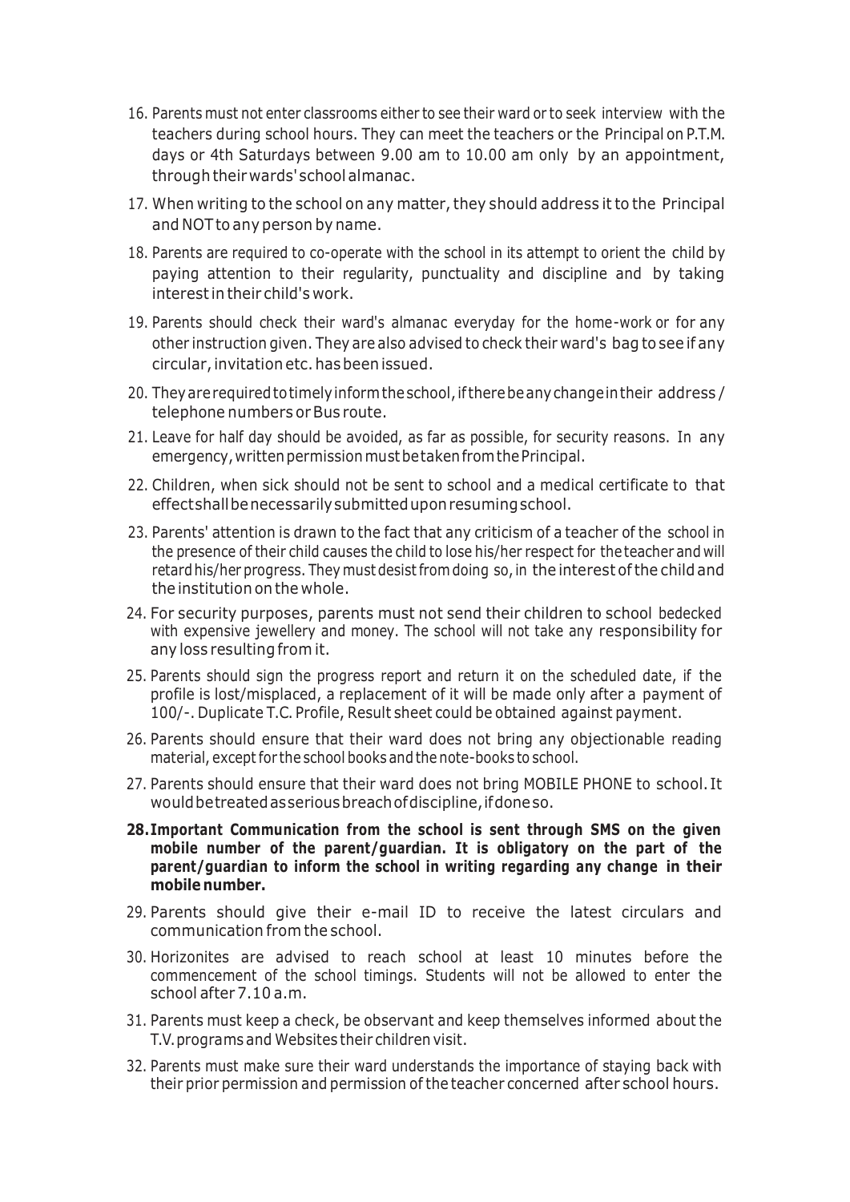16. Parents must not enter classrooms either to see their ward or to seek interview with the teachers during school hours. They can meet the teachers or the Principal on P.T.M. days or 4th Saturdays between 9.00 am to 10.00 am only by an appointment, through their wards' school almanac.
17. When writing to the school on any matter, they should address it to the Principal and NOT to any person by name.
18. Parents are required to co-operate with the school in its attempt to orient the child by paying attention to their regularity, punctuality and discipline and by taking interest in their child's work.
19. Parents should check their ward's almanac everyday for the home-work or for any other instruction given. They are also advised to check their ward's bag to see if any circular, invitation etc. has been issued.
20. They are required to timely inform the school, if there be any change in their address / telephone numbers or Bus route.
21. Leave for half day should be avoided, as far as possible, for security reasons. In any emergency, written permission must be taken from the Principal.
22. Children, when sick should not be sent to school and a medical certificate to that effect shall be necessarily submitted upon resuming school.
23. Parents' attention is drawn to the fact that any criticism of a teacher of the school in the presence of their child causes the child to lose his/her respect for the teacher and will retard his/her progress. They must desist from doing so, in the interest of the child and the institution on the whole.
24. For security purposes, parents must not send their children to school bedecked with expensive jewellery and money. The school will not take any responsibility for any loss resulting from it.
25. Parents should sign the progress report and return it on the scheduled date, if the profile is lost/misplaced, a replacement of it will be made only after a payment of 100/-. Duplicate T.C. Profile, Result sheet could be obtained against payment.
26. Parents should ensure that their ward does not bring any objectionable reading material, except for the school books and the note-books to school.
27. Parents should ensure that their ward does not bring MOBILE PHONE to school. It would be treated as serious breach of discipline, if done so.
28. **Important Communication from the school is sent through SMS on the given mobile number of the parent/guardian. It is obligatory on the part of the parent/guardian to inform the school in writing regarding any change in their mobile number.**
29. Parents should give their e-mail ID to receive the latest circulars and communication from the school.
30. Horizonites are advised to reach school at least 10 minutes before the commencement of the school timings. Students will not be allowed to enter the school after 7.10 a.m.
31. Parents must keep a check, be observant and keep themselves informed about the T.V. programs and Websites their children visit.
32. Parents must make sure their ward understands the importance of staying back with their prior permission and permission of the teacher concerned after school hours.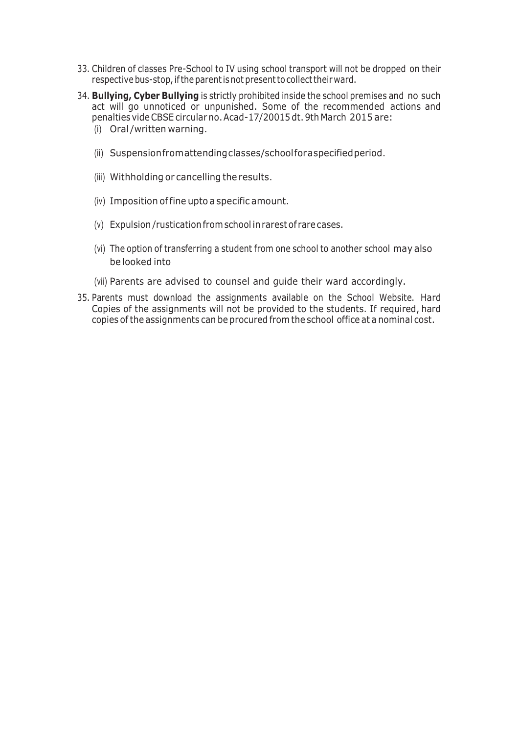33. Children of classes Pre-School to IV using school transport will not be dropped on their respective bus-stop, if the parent is not present to collect their ward.

34. **Bullying, Cyber Bullying** is strictly prohibited inside the school premises and no such act will go unnoticed or unpunished. Some of the recommended actions and penalties vide CBSE circular no. Acad-17/20015 dt. 9th March 2015 are:
    - (i) Oral /written warning.
    - (ii) Suspension from attending classes/school for a specified period.
    - (iii) Withholding or cancelling the results.
    - (iv) Imposition of fine upto a specific amount.
    - (v) Expulsion /rustication from school in rarest of rare cases.
    - (vi) The option of transferring a student from one school to another school may also be looked into
    - (vii) Parents are advised to counsel and guide their ward accordingly.

35. Parents must download the assignments available on the School Website. Hard Copies of the assignments will not be provided to the students. If required, hard copies of the assignments can be procured from the school office at a nominal cost.